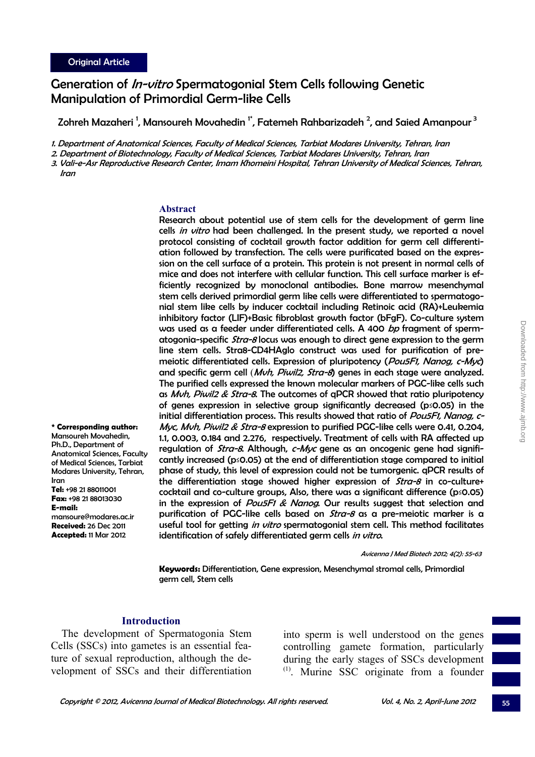Original Article

# Generation of *In-vitro* Spermatogonial Stem Cells following Genetic Manipulation of Primordial Germ-like Cells

Zohreh Mazaheri [1], Mansoureh Movahedin [1*], Fatemeh Rahbarizadeh [2], and Saied Amanpour [3]

*1. Department of Anatomical Sciences, Faculty of Medical Sciences, Tarbiat Modares University, Tehran, Iran*

*2. Department of Biotechnology, Faculty of Medical Sciences, Tarbiat Modares University, Tehran, Iran*

*3. Vali-e-Asr Reproductive Research Center, Imam Khomeini Hospital, Tehran University of Medical Sciences, Tehran, Iran*

## Abstract

Research about potential use of stem cells for the development of germ line cells *in vitro* had been challenged. In the present study, we reported a novel protocol consisting of cocktail growth factor addition for germ cell differentiation followed by transfection. The cells were purificated based on the expression on the cell surface of a protein. This protein is not present in normal cells of mice and does not interfere with cellular function. This cell surface marker is efficiently recognized by monoclonal antibodies. Bone marrow mesenchymal stem cells derived primordial germ like cells were differentiated to spermatogonial stem like cells by inducer cocktail including Retinoic acid (RA)+Leukemia inhibitory factor (LIF)+Basic fibroblast growth factor (bFgF). Co-culture system was used as a feeder under differentiated cells. A 400 *bp* fragment of spermatogonia-specific *Stra-8* locus was enough to direct gene expression to the germ line stem cells. Stra8-CD4HAglo construct was used for purification of pre-meiotic differentiated cells. Expression of pluripotency (*Pou5F1, Nanog, c-Myc*) and specific germ cell (*Mvh, Piwil2, Stra-8*) genes in each stage were analyzed. The purified cells expressed the known molecular markers of PGC-like cells such as *Mvh, Piwil2 & Stra-8*. The outcomes of qPCR showed that ratio pluripotency of genes expression in selective group significantly decreased ($p \leq 0.05$) in the initial differentiation process. This results showed that ratio of *Pou5F1, Nanog, c-Myc, Mvh, Piwil2 & Stra-8* expression to purified PGC-like cells were 0.41, 0.204, 1.1, 0.003, 0.184 and 2.276, respectively. Treatment of cells with RA affected up regulation of *Stra-8*. Although, *c-Myc* gene as an oncogenic gene had significantly increased ($p \leq 0.05$) at the end of differentiation stage compared to initial phase of study, this level of expression could not be tumorgenic. qPCR results of the differentiation stage showed higher expression of *Stra-8* in co-culture+ cocktail and co-culture groups, Also, there was a significant difference ($p \leq 0.05$) in the expression of *Pou5F1 & Nanog*. Our results suggest that selection and purification of PGC-like cells based on *Stra-8* as a pre-meiotic marker is a useful tool for getting *in vitro* spermatogonial stem cell. This method facilitates identification of safely differentiated germ cells *in vitro*.

*Avicenna J Med Biotech 2012; 4(2): 55-63*

**Keywords:** Differentiation, Gene expression, Mesenchymal stromal cells, Primordial germ cell, Stem cells

**\* Corresponding author:** Mansoureh Movahedin, Ph.D., Department of Anatomical Sciences, Faculty of Medical Sciences, Tarbiat Modares University, Tehran, Iran
**Tel:** +98 21 88011001
**Fax:** +98 21 88013030
**E-mail:** mansoure@modares.ac.ir
**Received:** 26 Dec 2011
**Accepted:** 11 Mar 2012

## Introduction

The development of Spermatogonia Stem Cells (SSCs) into gametes is an essential feature of sexual reproduction, although the development of SSCs and their differentiation into sperm is well understood on the genes controlling gamete formation, particularly during the early stages of SSCs development [1]. Murine SSC originate from a founder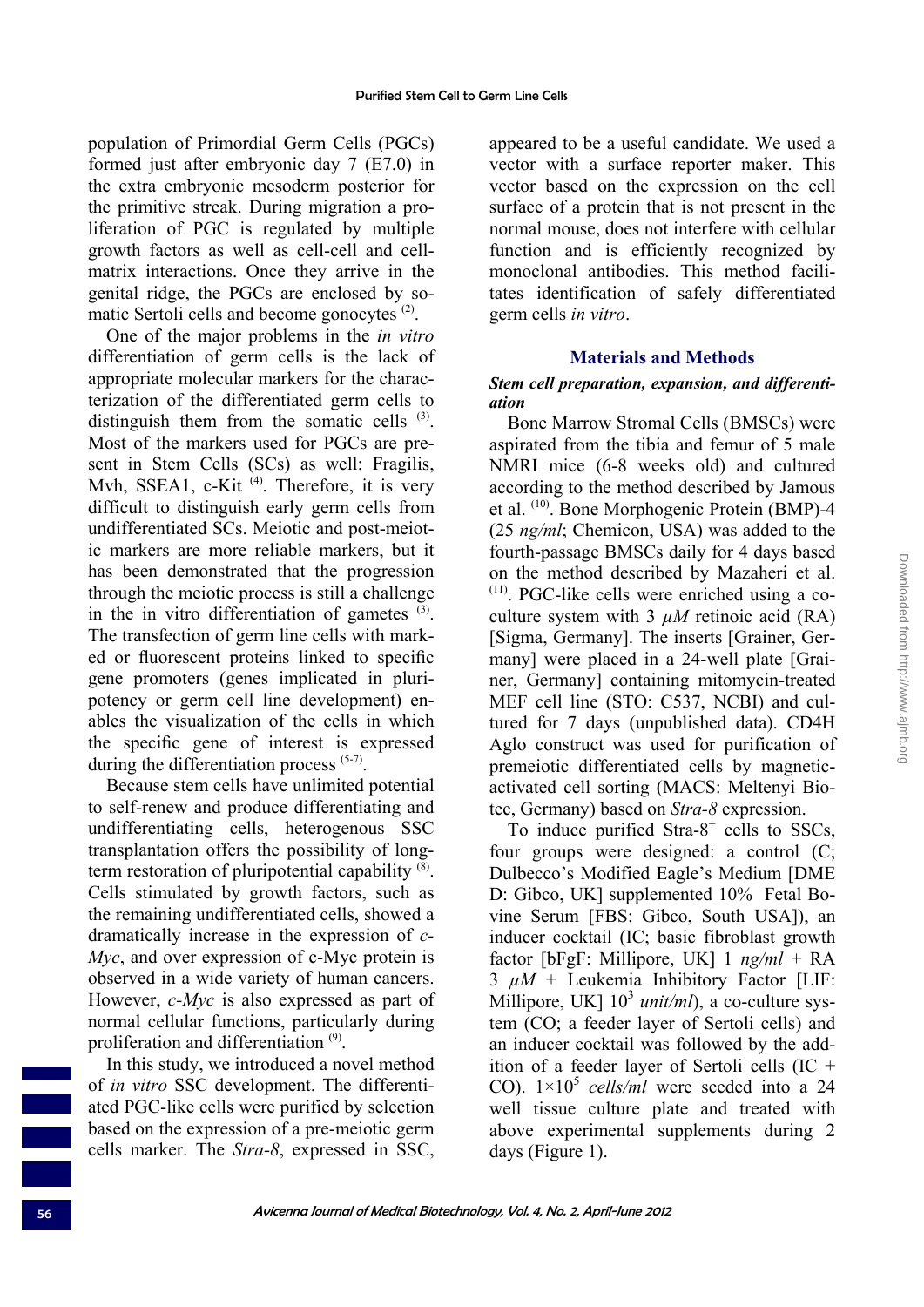population of Primordial Germ Cells (PGCs) formed just after embryonic day 7 (E7.0) in the extra embryonic mesoderm posterior for the primitive streak. During migration a proliferation of PGC is regulated by multiple growth factors as well as cell-cell and cell-matrix interactions. Once they arrive in the genital ridge, the PGCs are enclosed by somatic Sertoli cells and become gonocytes [2].

One of the major problems in the *in vitro* differentiation of germ cells is the lack of appropriate molecular markers for the characterization of the differentiated germ cells to distinguish them from the somatic cells [3]. Most of the markers used for PGCs are present in Stem Cells (SCs) as well: Fragilis, Mvh, SSEA1, c-Kit [4]. Therefore, it is very difficult to distinguish early germ cells from undifferentiated SCs. Meiotic and post-meiotic markers are more reliable markers, but it has been demonstrated that the progression through the meiotic process is still a challenge in the in vitro differentiation of gametes [3]. The transfection of germ line cells with marked or fluorescent proteins linked to specific gene promoters (genes implicated in pluripotency or germ cell line development) enables the visualization of the cells in which the specific gene of interest is expressed during the differentiation process [5-7].

Because stem cells have unlimited potential to self-renew and produce differentiating and undifferentiating cells, heterogenous SSC transplantation offers the possibility of long-term restoration of pluripotential capability [8]. Cells stimulated by growth factors, such as the remaining undifferentiated cells, showed a dramatically increase in the expression of *c-Myc*, and over expression of c-Myc protein is observed in a wide variety of human cancers. However, *c-Myc* is also expressed as part of normal cellular functions, particularly during proliferation and differentiation [9].

In this study, we introduced a novel method of *in vitro* SSC development. The differentiated PGC-like cells were purified by selection based on the expression of a pre-meiotic germ cells marker. The *Stra-8*, expressed in SSC, appeared to be a useful candidate. We used a vector with a surface reporter maker. This vector based on the expression on the cell surface of a protein that is not present in the normal mouse, does not interfere with cellular function and is efficiently recognized by monoclonal antibodies. This method facilitates identification of safely differentiated germ cells *in vitro*.

## Materials and Methods

### *Stem cell preparation, expansion, and differentiation*

Bone Marrow Stromal Cells (BMSCs) were aspirated from the tibia and femur of 5 male NMRI mice (6-8 weeks old) and cultured according to the method described by Jamous et al. [10]. Bone Morphogenic Protein (BMP)-4 (25 *ng/ml*; Chemicon, USA) was added to the fourth-passage BMSCs daily for 4 days based on the method described by Mazaheri et al. [11]. PGC-like cells were enriched using a co-culture system with 3 $\mu M$ retinoic acid (RA) [Sigma, Germany]. The inserts [Grainer, Germany] were placed in a 24-well plate [Grainer, Germany] containing mitomycin-treated MEF cell line (STO: C537, NCBI) and cultured for 7 days (unpublished data). CD4H Aglo construct was used for purification of premeiotic differentiated cells by magnetic-activated cell sorting (MACS: Meltenyi Biotec, Germany) based on *Stra-8* expression.

To induce purified Stra-8$^+$ cells to SSCs, four groups were designed: a control (C; Dulbecco's Modified Eagle's Medium [DMED: Gibco, UK] supplemented 10% Fetal Bovine Serum [FBS: Gibco, South USA]), an inducer cocktail (IC; basic fibroblast growth factor [bFgF: Millipore, UK] 1 *ng/ml* + RA 3 $\mu M$ + Leukemia Inhibitory Factor [LIF: Millipore, UK] $10^3$ *unit/ml*), a co-culture system (CO; a feeder layer of Sertoli cells) and an inducer cocktail was followed by the addition of a feeder layer of Sertoli cells (IC + CO). $1\times10^5$ *cells/ml* were seeded into a 24 well tissue culture plate and treated with above experimental supplements during 2 days (Figure 1).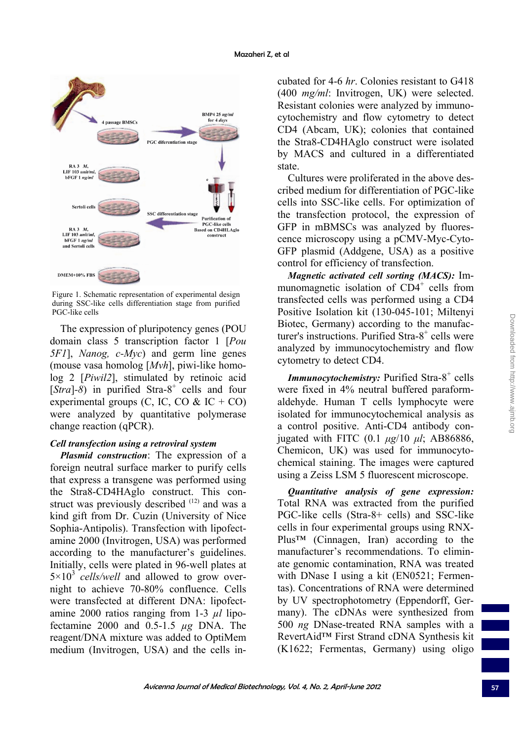Figure 1. Schematic representation of experimental design during SSC-like cells differentiation stage from purified PGC-like cells

The expression of pluripotency genes (POU domain class 5 transcription factor 1 [*Pou 5F1*], *Nanog, c-Myc*) and germ line genes (mouse vasa homolog [*Mvh*], piwi-like homolog 2 [*Piwil2*], stimulated by retinoic acid [*Stra*]-*8*) in purified Stra-8$^+$ cells and four experimental groups (C, IC, CO & IC + CO) were analyzed by quantitative polymerase change reaction (qPCR).

### Cell transfection using a retroviral system

***Plasmid construction***: The expression of a foreign neutral surface marker to purify cells that express a transgene was performed using the Stra8-CD4HAglo construct. This construct was previously described [12] and was a kind gift from Dr. Cuzin (University of Nice Sophia-Antipolis). Transfection with lipofectamine 2000 (Invitrogen, USA) was performed according to the manufacturer's guidelines. Initially, cells were plated in 96-well plates at $5\times10^3$ *cells/well* and allowed to grow overnight to achieve 70-80% confluence. Cells were transfected at different DNA: lipofectamine 2000 ratios ranging from 1-3 *μl* lipofectamine 2000 and 0.5-1.5 *μg* DNA. The reagent/DNA mixture was added to OptiMem medium (Invitrogen, USA) and the cells incubated for 4-6 *hr*. Colonies resistant to G418 (400 *mg/ml*: Invitrogen, UK) were selected. Resistant colonies were analyzed by immunocytochemistry and flow cytometry to detect CD4 (Abcam, UK); colonies that contained the Stra8-CD4HAglo construct were isolated by MACS and cultured in a differentiated state.

Cultures were proliferated in the above described medium for differentiation of PGC-like cells into SSC-like cells. For optimization of the transfection protocol, the expression of GFP in mBMSCs was analyzed by fluorescence microscopy using a pCMV-Myc-Cyto-GFP plasmid (Addgene, USA) as a positive control for efficiency of transfection.

***Magnetic activated cell sorting (MACS):*** Immunomagnetic isolation of CD4$^+$ cells from transfected cells was performed using a CD4 Positive Isolation kit (130-045-101; Miltenyi Biotec, Germany) according to the manufacturer's instructions. Purified Stra-8$^+$ cells were analyzed by immunocytochemistry and flow cytometry to detect CD4.

***Immunocytochemistry:*** Purified Stra-8$^+$ cells were fixed in 4% neutral buffered paraformaldehyde. Human T cells lymphocyte were isolated for immunocytochemical analysis as a control positive. Anti-CD4 antibody conjugated with FITC (0.1 *μg*/10 *μl*; AB86886, Chemicon, UK) was used for immunocytochemical staining. The images were captured using a Zeiss LSM 5 fluorescent microscope.

***Quantitative analysis of gene expression:*** Total RNA was extracted from the purified PGC-like cells (Stra-8+ cells) and SSC-like cells in four experimental groups using RNX-Plus™ (Cinnagen, Iran) according to the manufacturer's recommendations. To eliminate genomic contamination, RNA was treated with DNase I using a kit (EN0521; Fermentas). Concentrations of RNA were determined by UV spectrophotometry (Eppendorff, Germany). The cDNAs were synthesized from 500 *ng* DNase-treated RNA samples with a RevertAid™ First Strand cDNA Synthesis kit (K1622; Fermentas, Germany) using oligo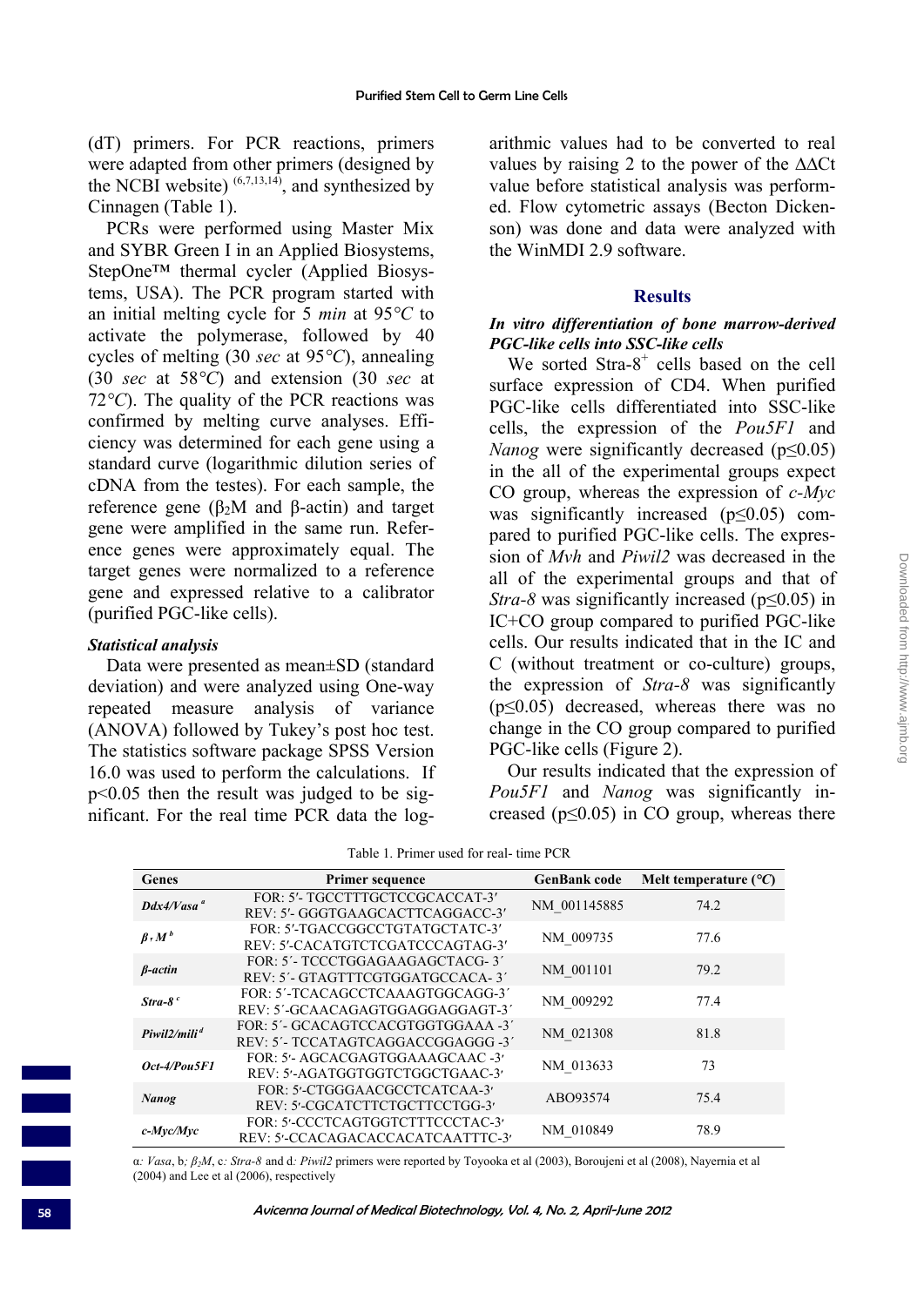(dT) primers. For PCR reactions, primers were adapted from other primers (designed by the NCBI website) [6,7,13,14], and synthesized by Cinnagen (Table 1).

PCRs were performed using Master Mix and SYBR Green I in an Applied Biosystems, StepOne™ thermal cycler (Applied Biosystems, USA). The PCR program started with an initial melting cycle for 5 *min* at 95*°C* to activate the polymerase, followed by 40 cycles of melting (30 *sec* at 95*°C*), annealing (30 *sec* at 58*°C*) and extension (30 *sec* at 72*°C*). The quality of the PCR reactions was confirmed by melting curve analyses. Efficiency was determined for each gene using a standard curve (logarithmic dilution series of cDNA from the testes). For each sample, the reference gene ($\beta_2$M and β-actin) and target gene were amplified in the same run. Reference genes were approximately equal. The target genes were normalized to a reference gene and expressed relative to a calibrator (purified PGC-like cells).

### *Statistical analysis*

Data were presented as mean±SD (standard deviation) and were analyzed using One-way repeated measure analysis of variance (ANOVA) followed by Tukey's post hoc test. The statistics software package SPSS Version 16.0 was used to perform the calculations. If $p<0.05$ then the result was judged to be significant. For the real time PCR data the logarithmic values had to be converted to real values by raising 2 to the power of the $\Delta\Delta$Ct value before statistical analysis was performed. Flow cytometric assays (Becton Dickenson) was done and data were analyzed with the WinMDI 2.9 software.

## Results

### *In vitro differentiation of bone marrow-derived PGC-like cells into SSC-like cells*

We sorted Stra-8$^+$ cells based on the cell surface expression of CD4. When purified PGC-like cells differentiated into SSC-like cells, the expression of the *Pou5F1* and *Nanog* were significantly decreased ($p\leq0.05$) in the all of the experimental groups expect CO group, whereas the expression of *c-Myc* was significantly increased ($p\leq0.05$) compared to purified PGC-like cells. The expression of *Mvh* and *Piwil2* was decreased in the all of the experimental groups and that of *Stra-8* was significantly increased ($p\leq0.05$) in IC+CO group compared to purified PGC-like cells. Our results indicated that in the IC and C (without treatment or co-culture) groups, the expression of *Stra-8* was significantly ($p\leq0.05$) decreased, whereas there was no change in the CO group compared to purified PGC-like cells (Figure 2).

Our results indicated that the expression of *Pou5F1* and *Nanog* was significantly increased ($p\leq0.05$) in CO group, whereas there

Table 1. Primer used for real- time PCR

| Genes | Primer sequence | GenBank code | Melt temperature (°C) |
|---|---|---|---|
| ***Ddx4/Vasa*** [a] | FOR: 5′- TGCCTTTGCTCCGCACCAT-3′<br>REV: 5′- GGGTGAAGCACTTCAGGACC-3′ | NM_001145885 | 74.2 |
| ***$\beta_2$M*** [b] | FOR: 5′-TGACCGGCCTGTATGCTATC-3′<br>REV: 5′-CACATGTCTCGATCCCAGTAG-3′ | NM_009735 | 77.6 |
| ***β-actin*** | FOR: 5′- TCCCTGGAGAAGAGCTACG- 3′<br>REV: 5′- GTAGTTTCGTGGATGCCACA- 3′ | NM_001101 | 79.2 |
| ***Stra-8*** [c] | FOR: 5′-TCACAGCCTCAAAGTGGCAGG-3′<br>REV: 5′-GCAACAGAGTGGAGGAGGAGT-3′ | NM_009292 | 77.4 |
| ***Piwil2/mili*** [d] | FOR: 5′- GCACAGTCCACGTGGTGGAAA -3′<br>REV: 5′- TCCATAGTCAGGACCGGAGGG -3′ | NM_021308 | 81.8 |
| ***Oct-4/Pou5F1*** | FOR: 5′- AGCACGAGTGGAAAGCAAC -3′<br>REV: 5′-AGATGGTGGTCTGGCTGAAC-3′ | NM_013633 | 73 |
| ***Nanog*** | FOR: 5′-CTGGGAACGCCTCATCAA-3′<br>REV: 5′-CGCATCTTCTGCTTCCTGG-3′ | ABO93574 | 75.4 |
| ***c-Myc/Myc*** | FOR: 5′-CCCTCAGTGGTCTTTCCCTAC-3′<br>REV: 5′-CCACAGACACCACATCAATTTC-3′ | NM_010849 | 78.9 |

α*: Vasa*, b*: $\beta_2M$*, c*: Stra-8* and d*: Piwil2* primers were reported by Toyooka et al (2003), Boroujeni et al (2008), Nayernia et al (2004) and Lee et al (2006), respectively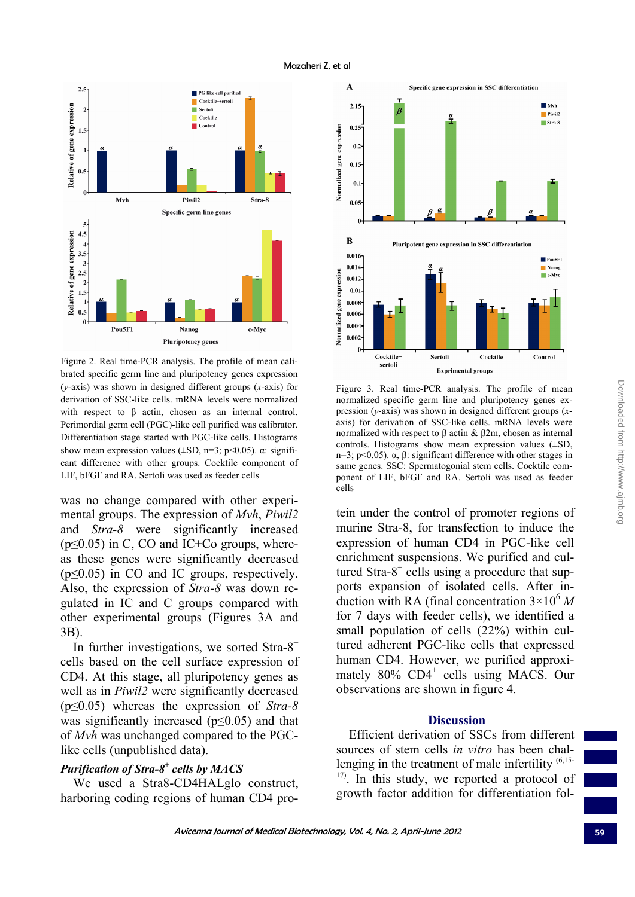Figure 2. Real time-PCR analysis. The profile of mean calibrated specific germ line and pluripotency genes expression (*y*-axis) was shown in designed different groups (*x*-axis) for derivation of SSC-like cells. mRNA levels were normalized with respect to β actin, chosen as an internal control. Perimordial germ cell (PGC)-like cell purified was calibrator. Differentiation stage started with PGC-like cells. Histograms show mean expression values (±SD, n=3; p<0.05). α: significant difference with other groups. Cocktile component of LIF, bFGF and RA. Sertoli was used as feeder cells

Figure 3. Real time-PCR analysis. The profile of mean normalized specific germ line and pluripotency genes expression (*y*-axis) was shown in designed different groups (*x*-axis) for derivation of SSC-like cells. mRNA levels were normalized with respect to β actin & β2m, chosen as internal controls. Histograms show mean expression values (±SD, n=3; p<0.05). α, β: significant difference with other stages in same genes. SSC: Spermatogonial stem cells. Cocktile component of LIF, bFGF and RA. Sertoli was used as feeder cells

was no change compared with other experimental groups. The expression of *Mvh*, *Piwil2* and *Stra-8* were significantly increased ($p \leq 0.05$) in C, CO and IC+Co groups, whereas these genes were significantly decreased ($p \leq 0.05$) in CO and IC groups, respectively. Also, the expression of *Stra-8* was down regulated in IC and C groups compared with other experimental groups (Figures 3A and 3B).

In further investigations, we sorted Stra-8$^{+}$ cells based on the cell surface expression of CD4. At this stage, all pluripotency genes as well as in *Piwil2* were significantly decreased ($p \leq 0.05$) whereas the expression of *Stra-8* was significantly increased ($p \leq 0.05$) and that of *Mvh* was unchanged compared to the PGC-like cells (unpublished data).

### *Purification of Stra-8$^{+}$ cells by MACS*

We used a Stra8-CD4HALglo construct, harboring coding regions of human CD4 protein under the control of promoter regions of murine Stra-8, for transfection to induce the expression of human CD4 in PGC-like cell enrichment suspensions. We purified and cultured Stra-8$^{+}$ cells using a procedure that supports expansion of isolated cells. After induction with RA (final concentration $3 \times 10^{6}$ *M* for 7 days with feeder cells), we identified a small population of cells (22%) within cultured adherent PGC-like cells that expressed human CD4. However, we purified approximately 80% CD4$^{+}$ cells using MACS. Our observations are shown in figure 4.

## Discussion

Efficient derivation of SSCs from different sources of stem cells *in vitro* has been challenging in the treatment of male infertility [6,15-17]. In this study, we reported a protocol of growth factor addition for differentiation fol-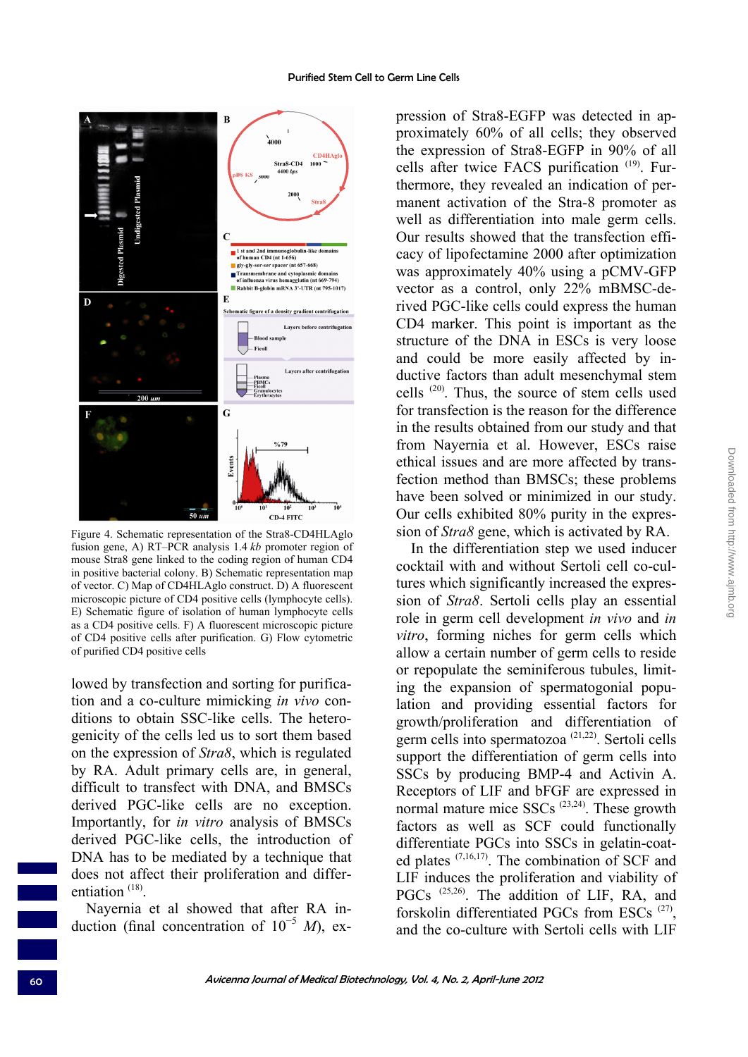Figure 4. Schematic representation of the Strα8-CD4HLAglo fusion gene, A) RT–PCR analysis 1.4 *kb* promoter region of mouse Stra8 gene linked to the coding region of human CD4 in positive bacterial colony. B) Schematic representation map of vector. C) Map of CD4HLAglo construct. D) A fluorescent microscopic picture of CD4 positive cells (lymphocyte cells). E) Schematic figure of isolation of human lymphocyte cells as a CD4 positive cells. F) A fluorescent microscopic picture of CD4 positive cells after purification. G) Flow cytometric of purified CD4 positive cells

lowed by transfection and sorting for purification and a co-culture mimicking *in vivo* conditions to obtain SSC-like cells. The heterogenicity of the cells led us to sort them based on the expression of *Stra8*, which is regulated by RA. Adult primary cells are, in general, difficult to transfect with DNA, and BMSCs derived PGC-like cells are no exception. Importantly, for *in vitro* analysis of BMSCs derived PGC-like cells, the introduction of DNA has to be mediated by a technique that does not affect their proliferation and differentiation [18].

Nayernia et al showed that after RA induction (final concentration of $10^{-5}$ *M*), expression of Stra8-EGFP was detected in approximately 60% of all cells; they observed the expression of Stra8-EGFP in 90% of all cells after twice FACS purification [19]. Furthermore, they revealed an indication of permanent activation of the Stra-8 promoter as well as differentiation into male germ cells. Our results showed that the transfection efficacy of lipofectamine 2000 after optimization was approximately 40% using a pCMV-GFP vector as a control, only 22% mBMSC-derived PGC-like cells could express the human CD4 marker. This point is important as the structure of the DNA in ESCs is very loose and could be more easily affected by inductive factors than adult mesenchymal stem cells [20]. Thus, the source of stem cells used for transfection is the reason for the difference in the results obtained from our study and that from Nayernia et al. However, ESCs raise ethical issues and are more affected by transfection method than BMSCs; these problems have been solved or minimized in our study. Our cells exhibited 80% purity in the expression of *Stra8* gene, which is activated by RA.

In the differentiation step we used inducer cocktail with and without Sertoli cell co-cultures which significantly increased the expression of *Stra8*. Sertoli cells play an essential role in germ cell development *in vivo* and *in vitro*, forming niches for germ cells which allow a certain number of germ cells to reside or repopulate the seminiferous tubules, limiting the expansion of spermatogonial population and providing essential factors for growth/proliferation and differentiation of germ cells into spermatozoa [21,22]. Sertoli cells support the differentiation of germ cells into SSCs by producing BMP-4 and Activin A. Receptors of LIF and bFGF are expressed in normal mature mice SSCs [23,24]. These growth factors as well as SCF could functionally differentiate PGCs into SSCs in gelatin-coated plates [7,16,17]. The combination of SCF and LIF induces the proliferation and viability of PGCs [25,26]. The addition of LIF, RA, and forskolin differentiated PGCs from ESCs [27], and the co-culture with Sertoli cells with LIF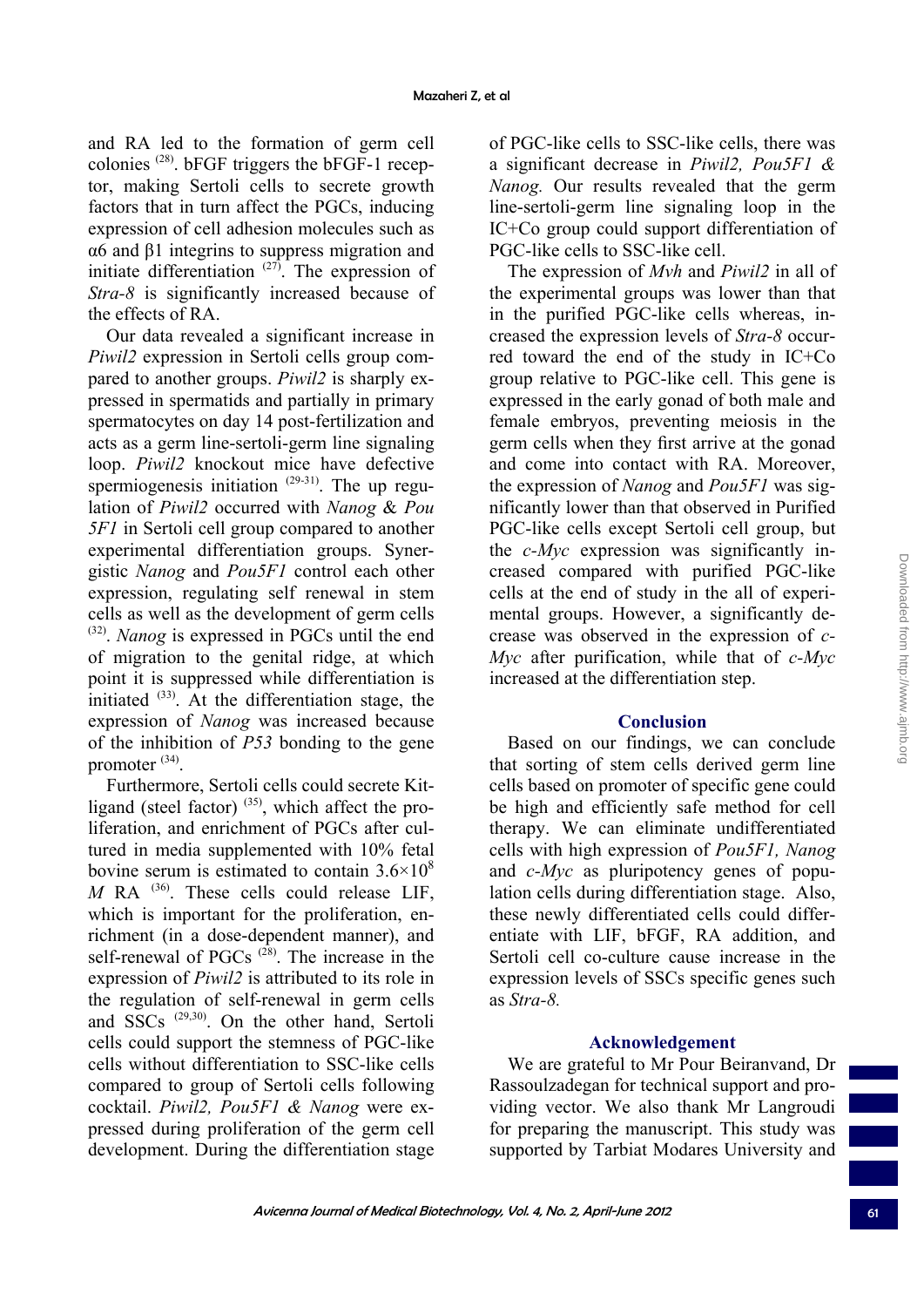and RA led to the formation of germ cell colonies [28]. bFGF triggers the bFGF-1 receptor, making Sertoli cells to secrete growth factors that in turn affect the PGCs, inducing expression of cell adhesion molecules such as α6 and β1 integrins to suppress migration and initiate differentiation [27]. The expression of *Stra-8* is significantly increased because of the effects of RA.

Our data revealed a significant increase in *Piwil2* expression in Sertoli cells group compared to another groups. *Piwil2* is sharply expressed in spermatids and partially in primary spermatocytes on day 14 post-fertilization and acts as a germ line-sertoli-germ line signaling loop. *Piwil2* knockout mice have defective spermiogenesis initiation [29-31]. The up regulation of *Piwil2* occurred with *Nanog* & *Pou 5F1* in Sertoli cell group compared to another experimental differentiation groups. Synergistic *Nanog* and *Pou5F1* control each other expression, regulating self renewal in stem cells as well as the development of germ cells [32]. *Nanog* is expressed in PGCs until the end of migration to the genital ridge, at which point it is suppressed while differentiation is initiated [33]. At the differentiation stage, the expression of *Nanog* was increased because of the inhibition of *P53* bonding to the gene promoter [34].

Furthermore, Sertoli cells could secrete Kit-ligand (steel factor) [35], which affect the proliferation, and enrichment of PGCs after cultured in media supplemented with 10% fetal bovine serum is estimated to contain $3.6\times10^{8}$ $M$ RA [36]. These cells could release LIF, which is important for the proliferation, enrichment (in a dose-dependent manner), and self-renewal of PGCs [28]. The increase in the expression of *Piwil2* is attributed to its role in the regulation of self-renewal in germ cells and SSCs [29,30]. On the other hand, Sertoli cells could support the stemness of PGC-like cells without differentiation to SSC-like cells compared to group of Sertoli cells following cocktail. *Piwil2, Pou5F1 & Nanog* were expressed during proliferation of the germ cell development. During the differentiation stage of PGC-like cells to SSC-like cells, there was a significant decrease in *Piwil2, Pou5F1 & Nanog.* Our results revealed that the germ line-sertoli-germ line signaling loop in the IC+Co group could support differentiation of PGC-like cells to SSC-like cell.

The expression of *Mvh* and *Piwil2* in all of the experimental groups was lower than that in the purified PGC-like cells whereas, increased the expression levels of *Stra-8* occurred toward the end of the study in IC+Co group relative to PGC-like cell. This gene is expressed in the early gonad of both male and female embryos, preventing meiosis in the germ cells when they first arrive at the gonad and come into contact with RA. Moreover, the expression of *Nanog* and *Pou5F1* was significantly lower than that observed in Purified PGC-like cells except Sertoli cell group, but the *c-Myc* expression was significantly increased compared with purified PGC-like cells at the end of study in the all of experimental groups. However, a significantly decrease was observed in the expression of *c-Myc* after purification, while that of *c-Myc* increased at the differentiation step.

## Conclusion

Based on our findings, we can conclude that sorting of stem cells derived germ line cells based on promoter of specific gene could be high and efficiently safe method for cell therapy. We can eliminate undifferentiated cells with high expression of *Pou5F1, Nanog* and *c-Myc* as pluripotency genes of population cells during differentiation stage. Also, these newly differentiated cells could differentiate with LIF, bFGF, RA addition, and Sertoli cell co-culture cause increase in the expression levels of SSCs specific genes such as *Stra-8.*

## Acknowledgement

We are grateful to Mr Pour Beiranvand, Dr Rassoulzadegan for technical support and providing vector. We also thank Mr Langroudi for preparing the manuscript. This study was supported by Tarbiat Modares University and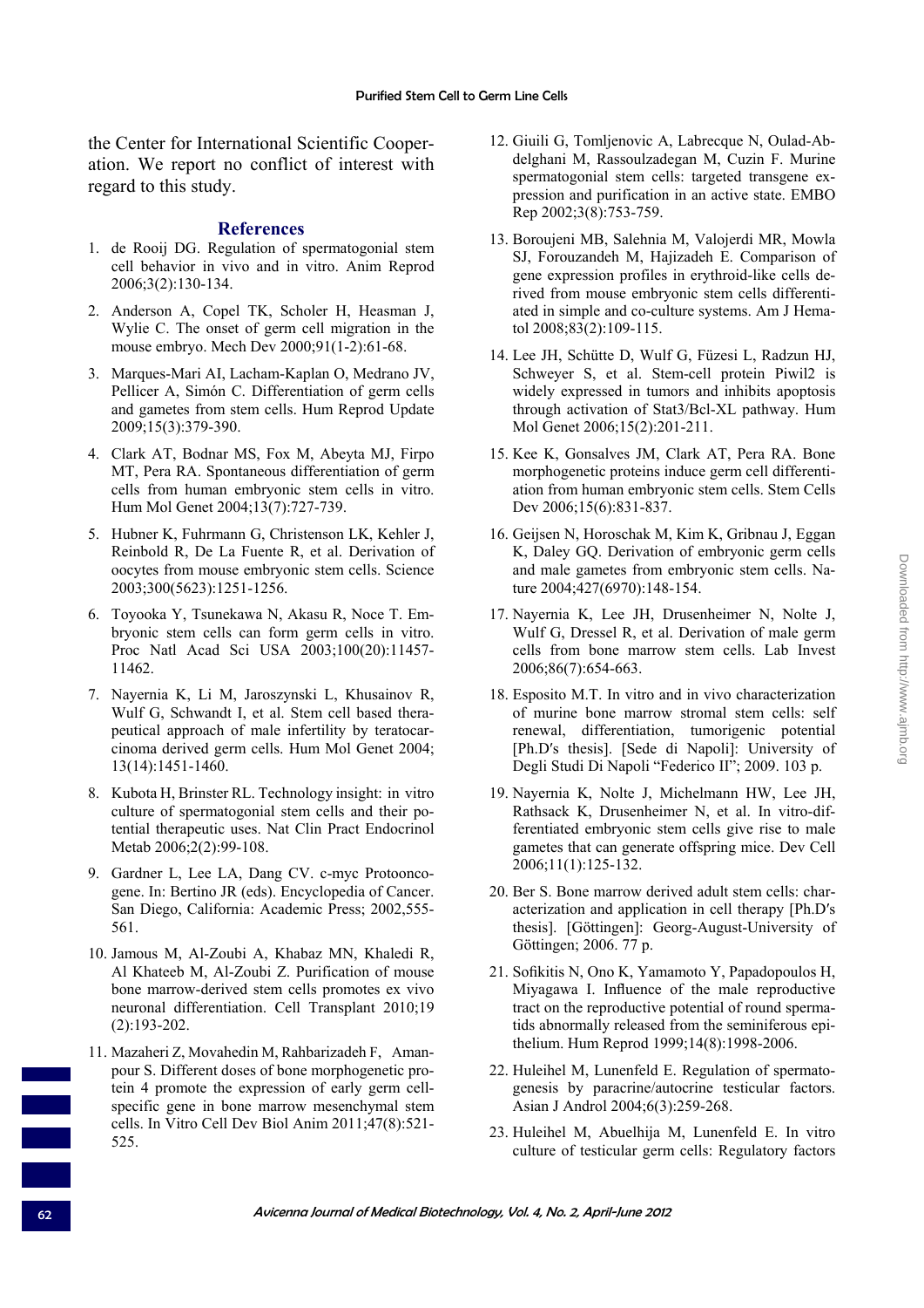the Center for International Scientific Cooperation. We report no conflict of interest with regard to this study.

## References

1. de Rooij DG. Regulation of spermatogonial stem cell behavior in vivo and in vitro. Anim Reprod 2006;3(2):130-134.
2. Anderson A, Copel TK, Scholer H, Heasman J, Wylie C. The onset of germ cell migration in the mouse embryo. Mech Dev 2000;91(1-2):61-68.
3. Marques-Mari AI, Lacham-Kaplan O, Medrano JV, Pellicer A, Simón C. Differentiation of germ cells and gametes from stem cells. Hum Reprod Update 2009;15(3):379-390.
4. Clark AT, Bodnar MS, Fox M, Abeyta MJ, Firpo MT, Pera RA. Spontaneous differentiation of germ cells from human embryonic stem cells in vitro. Hum Mol Genet 2004;13(7):727-739.
5. Hubner K, Fuhrmann G, Christenson LK, Kehler J, Reinbold R, De La Fuente R, et al. Derivation of oocytes from mouse embryonic stem cells. Science 2003;300(5623):1251-1256.
6. Toyooka Y, Tsunekawa N, Akasu R, Noce T. Embryonic stem cells can form germ cells in vitro. Proc Natl Acad Sci USA 2003;100(20):11457-11462.
7. Nayernia K, Li M, Jaroszynski L, Khusainov R, Wulf G, Schwandt I, et al. Stem cell based therapeutical approach of male infertility by teratocarcinoma derived germ cells. Hum Mol Genet 2004; 13(14):1451-1460.
8. Kubota H, Brinster RL. Technology insight: in vitro culture of spermatogonial stem cells and their potential therapeutic uses. Nat Clin Pract Endocrinol Metab 2006;2(2):99-108.
9. Gardner L, Lee LA, Dang CV. c-myc Protooncogene. In: Bertino JR (eds). Encyclopedia of Cancer. San Diego, California: Academic Press; 2002,555-561.
10. Jamous M, Al-Zoubi A, Khabaz MN, Khaledi R, Al Khateeb M, Al-Zoubi Z. Purification of mouse bone marrow-derived stem cells promotes ex vivo neuronal differentiation. Cell Transplant 2010;19(2):193-202.
11. Mazaheri Z, Movahedin M, Rahbarizadeh F, Amanpour S. Different doses of bone morphogenetic protein 4 promote the expression of early germ cell-specific gene in bone marrow mesenchymal stem cells. In Vitro Cell Dev Biol Anim 2011;47(8):521-525.
12. Giuili G, Tomljenovic A, Labrecque N, Oulad-Abdelghani M, Rassoulzadegan M, Cuzin F. Murine spermatogonial stem cells: targeted transgene expression and purification in an active state. EMBO Rep 2002;3(8):753-759.
13. Boroujeni MB, Salehnia M, Valojerdi MR, Mowla SJ, Forouzandeh M, Hajizadeh E. Comparison of gene expression profiles in erythroid-like cells derived from mouse embryonic stem cells differentiated in simple and co-culture systems. Am J Hematol 2008;83(2):109-115.
14. Lee JH, Schütte D, Wulf G, Füzesi L, Radzun HJ, Schweyer S, et al. Stem-cell protein Piwil2 is widely expressed in tumors and inhibits apoptosis through activation of Stat3/Bcl-XL pathway. Hum Mol Genet 2006;15(2):201-211.
15. Kee K, Gonsalves JM, Clark AT, Pera RA. Bone morphogenetic proteins induce germ cell differentiation from human embryonic stem cells. Stem Cells Dev 2006;15(6):831-837.
16. Geijsen N, Horoschak M, Kim K, Gribnau J, Eggan K, Daley GQ. Derivation of embryonic germ cells and male gametes from embryonic stem cells. Nature 2004;427(6970):148-154.
17. Nayernia K, Lee JH, Drusenheimer N, Nolte J, Wulf G, Dressel R, et al. Derivation of male germ cells from bone marrow stem cells. Lab Invest 2006;86(7):654-663.
18. Esposito M.T. In vitro and in vivo characterization of murine bone marrow stromal stem cells: self renewal, differentiation, tumorigenic potential [Ph.D′s thesis]. [Sede di Napoli]: University of Degli Studi Di Napoli "Federico II"; 2009. 103 p.
19. Nayernia K, Nolte J, Michelmann HW, Lee JH, Rathsack K, Drusenheimer N, et al. In vitro-differentiated embryonic stem cells give rise to male gametes that can generate offspring mice. Dev Cell 2006;11(1):125-132.
20. Ber S. Bone marrow derived adult stem cells: characterization and application in cell therapy [Ph.D′s thesis]. [Göttingen]: Georg-August-University of Göttingen; 2006. 77 p.
21. Sofikitis N, Ono K, Yamamoto Y, Papadopoulos H, Miyagawa I. Influence of the male reproductive tract on the reproductive potential of round spermatids abnormally released from the seminiferous epithelium. Hum Reprod 1999;14(8):1998-2006.
22. Huleihel M, Lunenfeld E. Regulation of spermatogenesis by paracrine/autocrine testicular factors. Asian J Androl 2004;6(3):259-268.
23. Huleihel M, Abuelhija M, Lunenfeld E. In vitro culture of testicular germ cells: Regulatory factors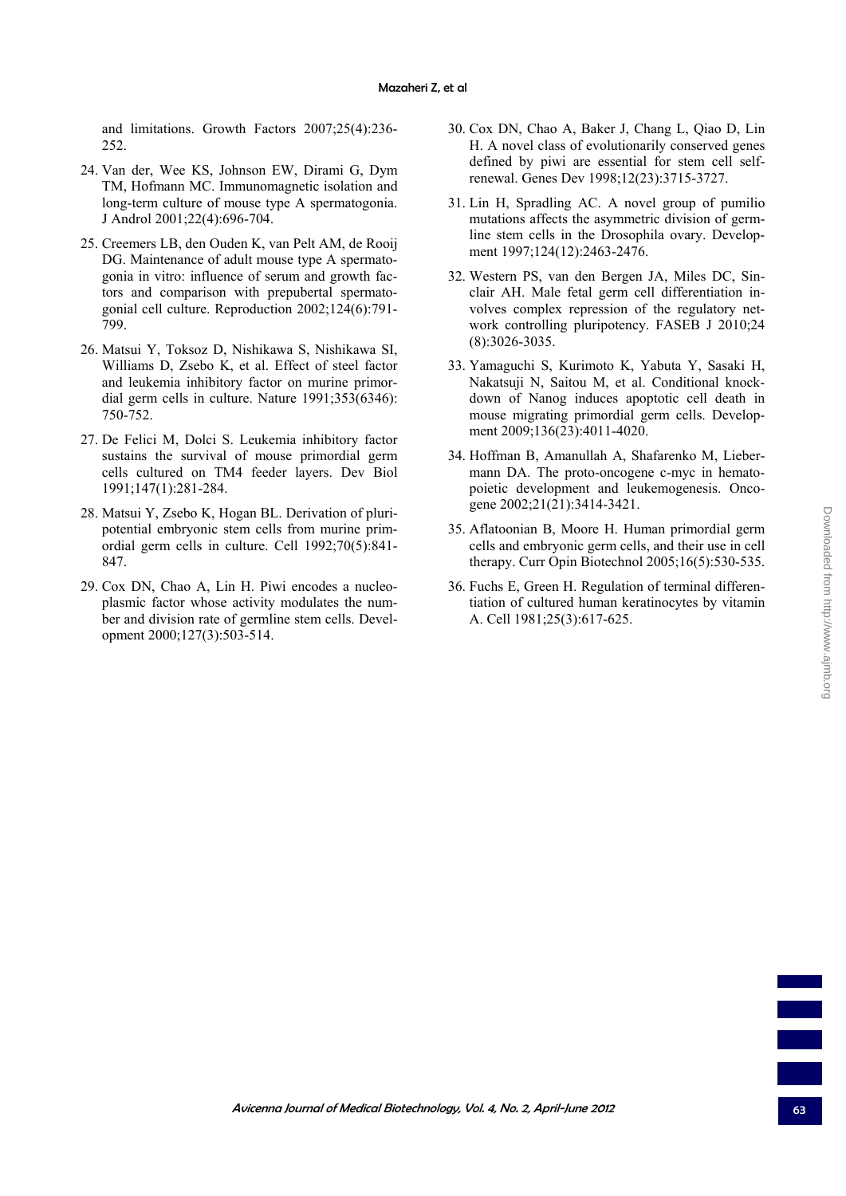and limitations. Growth Factors 2007;25(4):236-252.

24. Van der, Wee KS, Johnson EW, Dirami G, Dym TM, Hofmann MC. Immunomagnetic isolation and long-term culture of mouse type A spermatogonia. J Androl 2001;22(4):696-704.

25. Creemers LB, den Ouden K, van Pelt AM, de Rooij DG. Maintenance of adult mouse type A spermatogonia in vitro: influence of serum and growth factors and comparison with prepubertal spermatogonial cell culture. Reproduction 2002;124(6):791-799.

26. Matsui Y, Toksoz D, Nishikawa S, Nishikawa SI, Williams D, Zsebo K, et al. Effect of steel factor and leukemia inhibitory factor on murine primordial germ cells in culture. Nature 1991;353(6346):750-752.

27. De Felici M, Dolci S. Leukemia inhibitory factor sustains the survival of mouse primordial germ cells cultured on TM4 feeder layers. Dev Biol 1991;147(1):281-284.

28. Matsui Y, Zsebo K, Hogan BL. Derivation of pluripotential embryonic stem cells from murine primordial germ cells in culture. Cell 1992;70(5):841-847.

29. Cox DN, Chao A, Lin H. Piwi encodes a nucleoplasmic factor whose activity modulates the number and division rate of germline stem cells. Development 2000;127(3):503-514.

30. Cox DN, Chao A, Baker J, Chang L, Qiao D, Lin H. A novel class of evolutionarily conserved genes defined by piwi are essential for stem cell self-renewal. Genes Dev 1998;12(23):3715-3727.

31. Lin H, Spradling AC. A novel group of pumilio mutations affects the asymmetric division of germline stem cells in the Drosophila ovary. Development 1997;124(12):2463-2476.

32. Western PS, van den Bergen JA, Miles DC, Sinclair AH. Male fetal germ cell differentiation involves complex repression of the regulatory network controlling pluripotency. FASEB J 2010;24(8):3026-3035.

33. Yamaguchi S, Kurimoto K, Yabuta Y, Sasaki H, Nakatsuji N, Saitou M, et al. Conditional knockdown of Nanog induces apoptotic cell death in mouse migrating primordial germ cells. Development 2009;136(23):4011-4020.

34. Hoffman B, Amanullah A, Shafarenko M, Liebermann DA. The proto-oncogene c-myc in hematopoietic development and leukemogenesis. Oncogene 2002;21(21):3414-3421.

35. Aflatoonian B, Moore H. Human primordial germ cells and embryonic germ cells, and their use in cell therapy. Curr Opin Biotechnol 2005;16(5):530-535.

36. Fuchs E, Green H. Regulation of terminal differentiation of cultured human keratinocytes by vitamin A. Cell 1981;25(3):617-625.